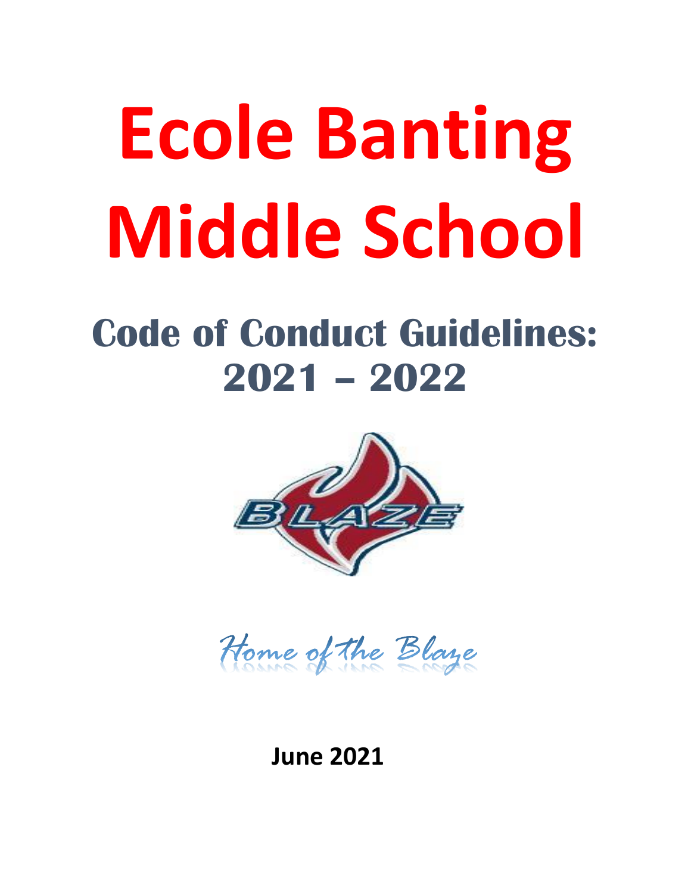# Ecole Banting Middle School

## Code of Conduct Guidelines: 2021 – 2022

*Home of the Blaze*

**June 2021**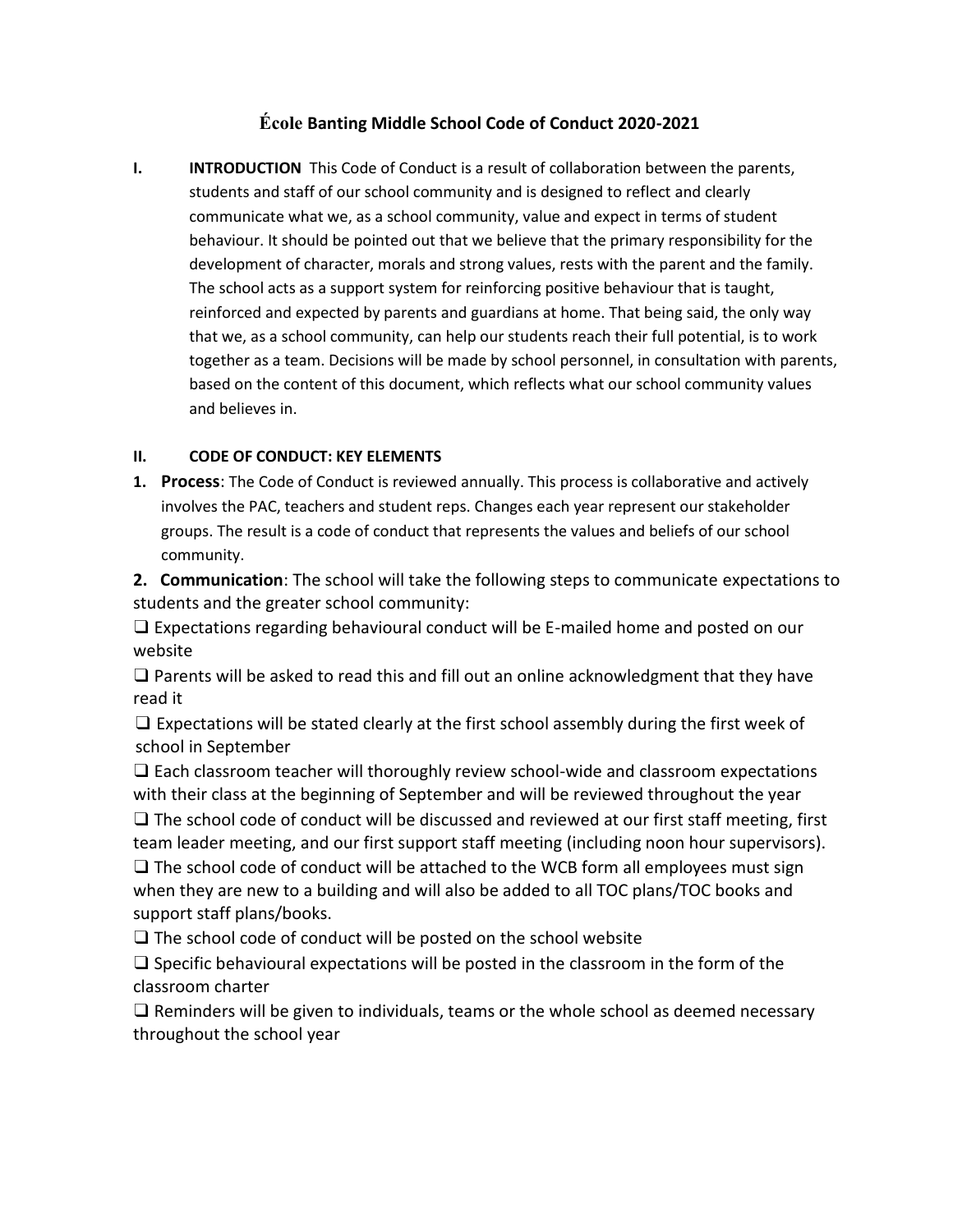# **École Banting Middle School Code of Conduct 2020-2021**

**I. INTRODUCTION** This Code of Conduct is a result of collaboration between the parents, students and staff of our school community and is designed to reflect and clearly communicate what we, as a school community, value and expect in terms of student behaviour. It should be pointed out that we believe that the primary responsibility for the development of character, morals and strong values, rests with the parent and the family. The school acts as a support system for reinforcing positive behaviour that is taught, reinforced and expected by parents and guardians at home. That being said, the only way that we, as a school community, can help our students reach their full potential, is to work together as a team. Decisions will be made by school personnel, in consultation with parents, based on the content of this document, which reflects what our school community values and believes in.

## **II. CODE OF CONDUCT: KEY ELEMENTS**

**1. Process**: The Code of Conduct is reviewed annually. This process is collaborative and actively involves the PAC, teachers and student reps. Changes each year represent our stakeholder groups. The result is a code of conduct that represents the values and beliefs of our school community.

**2. Communication**: The school will take the following steps to communicate expectations to students and the greater school community:

❑ Expectations regarding behavioural conduct will be E-mailed home and posted on our website

❑ Parents will be asked to read this and fill out an online acknowledgment that they have read it

❑ Expectations will be stated clearly at the first school assembly during the first week of school in September

❑ Each classroom teacher will thoroughly review school-wide and classroom expectations with their class at the beginning of September and will be reviewed throughout the year

❑ The school code of conduct will be discussed and reviewed at our first staff meeting, first team leader meeting, and our first support staff meeting (including noon hour supervisors).

❑ The school code of conduct will be attached to the WCB form all employees must sign when they are new to a building and will also be added to all TOC plans/TOC books and support staff plans/books.

❑ The school code of conduct will be posted on the school website

❑ Specific behavioural expectations will be posted in the classroom in the form of the classroom charter

❑ Reminders will be given to individuals, teams or the whole school as deemed necessary throughout the school year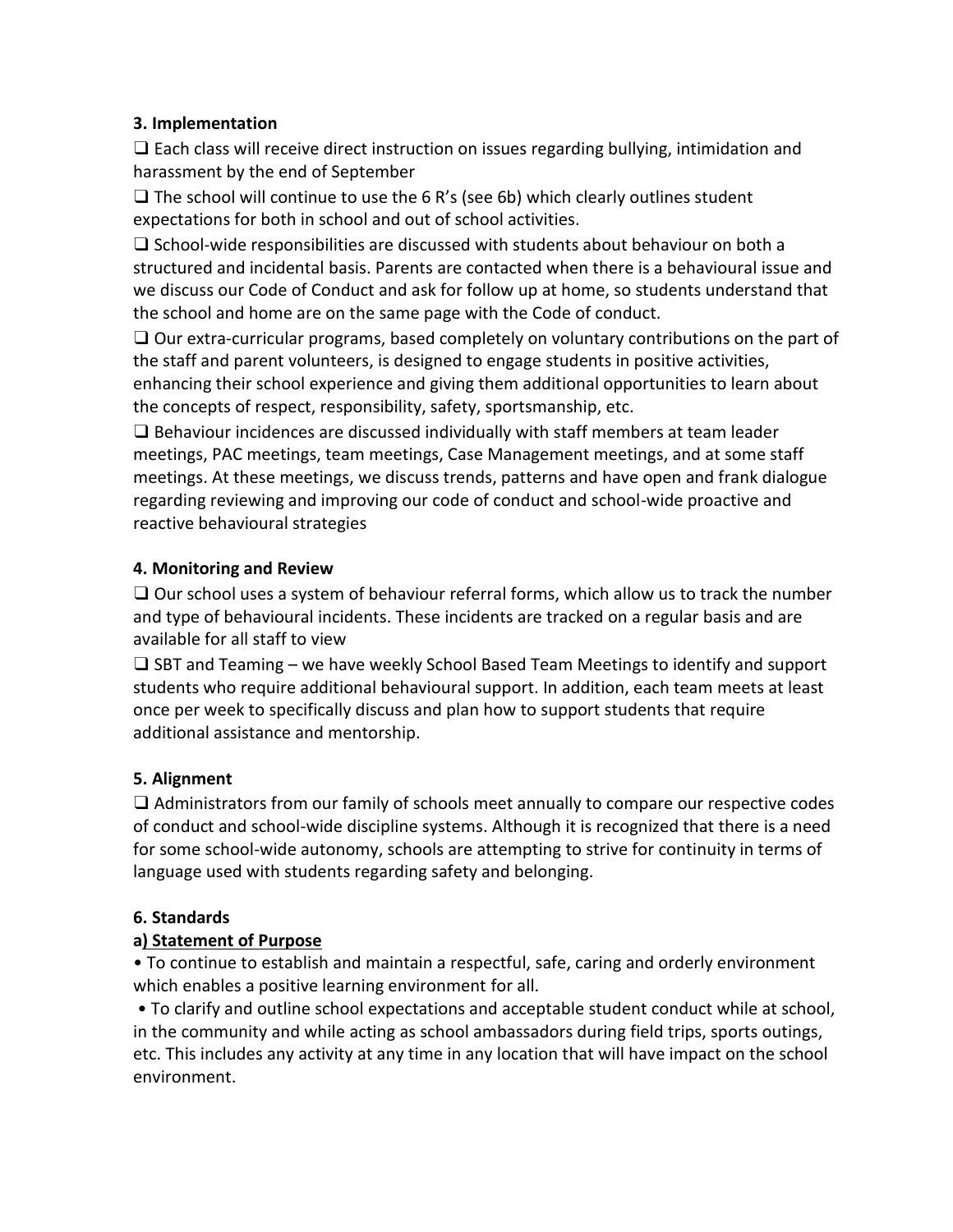**3. Implementation**

❑ Each class will receive direct instruction on issues regarding bullying, intimidation and harassment by the end of September

❑ The school will continue to use the 6 R's (see 6b) which clearly outlines student expectations for both in school and out of school activities.

❑ School-wide responsibilities are discussed with students about behaviour on both a structured and incidental basis. Parents are contacted when there is a behavioural issue and we discuss our Code of Conduct and ask for follow up at home, so students understand that the school and home are on the same page with the Code of conduct.

❑ Our extra-curricular programs, based completely on voluntary contributions on the part of the staff and parent volunteers, is designed to engage students in positive activities, enhancing their school experience and giving them additional opportunities to learn about the concepts of respect, responsibility, safety, sportsmanship, etc.

❑ Behaviour incidences are discussed individually with staff members at team leader meetings, PAC meetings, team meetings, Case Management meetings, and at some staff meetings. At these meetings, we discuss trends, patterns and have open and frank dialogue regarding reviewing and improving our code of conduct and school-wide proactive and reactive behavioural strategies

**4. Monitoring and Review**

❑ Our school uses a system of behaviour referral forms, which allow us to track the number and type of behavioural incidents. These incidents are tracked on a regular basis and are available for all staff to view

❑ SBT and Teaming – we have weekly School Based Team Meetings to identify and support students who require additional behavioural support. In addition, each team meets at least once per week to specifically discuss and plan how to support students that require additional assistance and mentorship.

**5. Alignment**

❑ Administrators from our family of schools meet annually to compare our respective codes of conduct and school-wide discipline systems. Although it is recognized that there is a need for some school-wide autonomy, schools are attempting to strive for continuity in terms of language used with students regarding safety and belonging.

**6. Standards**

**a) Statement of Purpose**

- To continue to establish and maintain a respectful, safe, caring and orderly environment which enables a positive learning environment for all.
- To clarify and outline school expectations and acceptable student conduct while at school, in the community and while acting as school ambassadors during field trips, sports outings, etc. This includes any activity at any time in any location that will have impact on the school environment.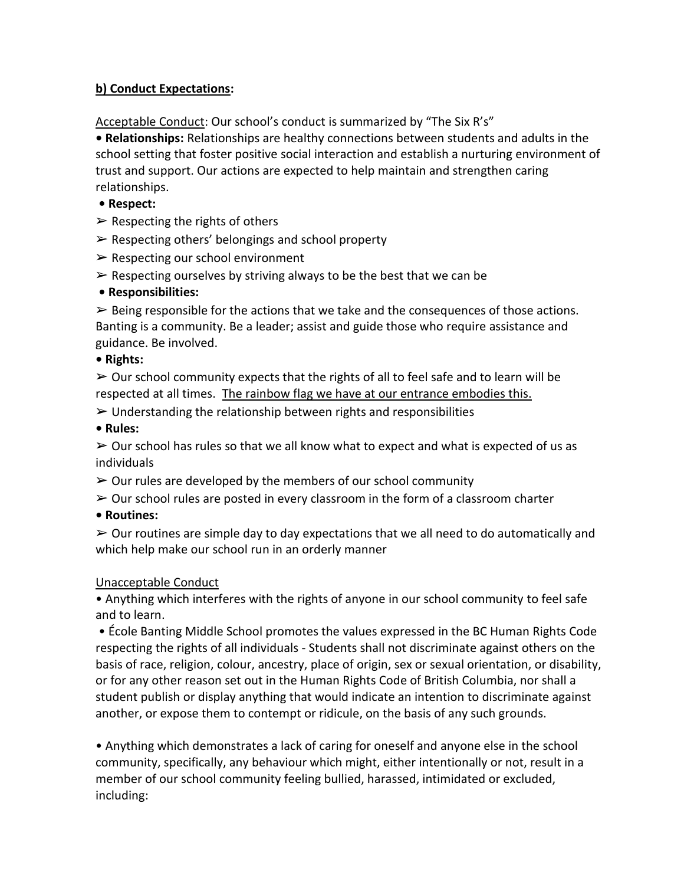**b) Conduct Expectations:**

Acceptable Conduct: Our school's conduct is summarized by "The Six R's"

- **Relationships:** Relationships are healthy connections between students and adults in the school setting that foster positive social interaction and establish a nurturing environment of trust and support. Our actions are expected to help maintain and strengthen caring relationships.
- **Respect:**
  - ➢ Respecting the rights of others
  - ➢ Respecting others' belongings and school property
  - ➢ Respecting our school environment
  - ➢ Respecting ourselves by striving always to be the best that we can be
- **Responsibilities:**
  - ➢ Being responsible for the actions that we take and the consequences of those actions. Banting is a community. Be a leader; assist and guide those who require assistance and guidance. Be involved.
- **Rights:**
  - ➢ Our school community expects that the rights of all to feel safe and to learn will be respected at all times. <u>The rainbow flag we have at our entrance embodies this.</u>
  - ➢ Understanding the relationship between rights and responsibilities
- **Rules:**
  - ➢ Our school has rules so that we all know what to expect and what is expected of us as individuals
  - ➢ Our rules are developed by the members of our school community
  - ➢ Our school rules are posted in every classroom in the form of a classroom charter
- **Routines:**
  - ➢ Our routines are simple day to day expectations that we all need to do automatically and which help make our school run in an orderly manner

Unacceptable Conduct

- Anything which interferes with the rights of anyone in our school community to feel safe and to learn.
- École Banting Middle School promotes the values expressed in the BC Human Rights Code respecting the rights of all individuals - Students shall not discriminate against others on the basis of race, religion, colour, ancestry, place of origin, sex or sexual orientation, or disability, or for any other reason set out in the Human Rights Code of British Columbia, nor shall a student publish or display anything that would indicate an intention to discriminate against another, or expose them to contempt or ridicule, on the basis of any such grounds.
- Anything which demonstrates a lack of caring for oneself and anyone else in the school community, specifically, any behaviour which might, either intentionally or not, result in a member of our school community feeling bullied, harassed, intimidated or excluded, including: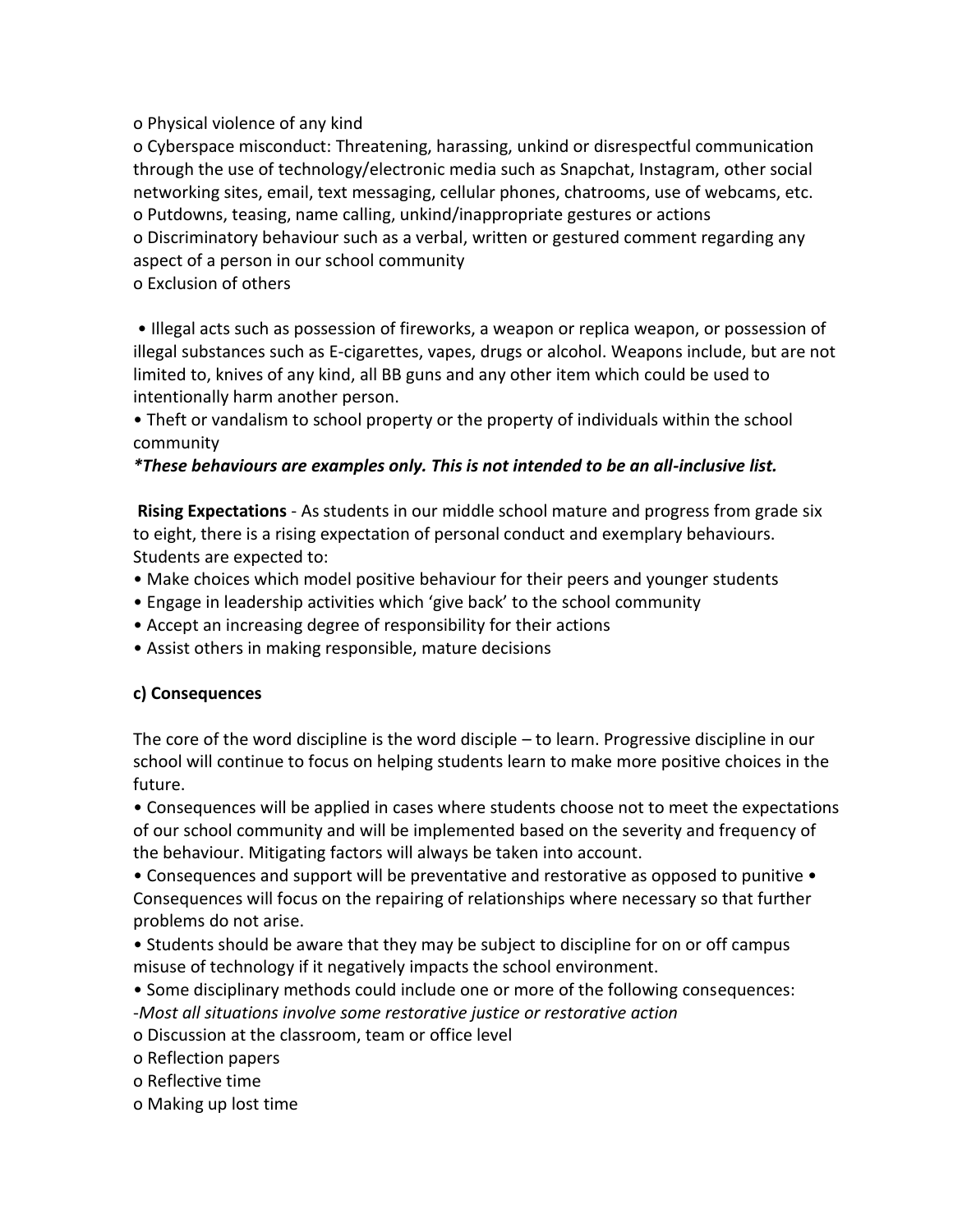- Physical violence of any kind
- Cyberspace misconduct: Threatening, harassing, unkind or disrespectful communication through the use of technology/electronic media such as Snapchat, Instagram, other social networking sites, email, text messaging, cellular phones, chatrooms, use of webcams, etc.
- Putdowns, teasing, name calling, unkind/inappropriate gestures or actions
- Discriminatory behaviour such as a verbal, written or gestured comment regarding any aspect of a person in our school community
- Exclusion of others

• Illegal acts such as possession of fireworks, a weapon or replica weapon, or possession of illegal substances such as E-cigarettes, vapes, drugs or alcohol. Weapons include, but are not limited to, knives of any kind, all BB guns and any other item which could be used to intentionally harm another person.

• Theft or vandalism to school property or the property of individuals within the school community

***These behaviours are examples only. This is not intended to be an all-inclusive list.***

**Rising Expectations** - As students in our middle school mature and progress from grade six to eight, there is a rising expectation of personal conduct and exemplary behaviours. Students are expected to:

- Make choices which model positive behaviour for their peers and younger students
- Engage in leadership activities which 'give back' to the school community
- Accept an increasing degree of responsibility for their actions
- Assist others in making responsible, mature decisions

### c) Consequences

The core of the word discipline is the word disciple – to learn. Progressive discipline in our school will continue to focus on helping students learn to make more positive choices in the future.

- Consequences will be applied in cases where students choose not to meet the expectations of our school community and will be implemented based on the severity and frequency of the behaviour. Mitigating factors will always be taken into account.
- Consequences and support will be preventative and restorative as opposed to punitive
- Consequences will focus on the repairing of relationships where necessary so that further problems do not arise.
- Students should be aware that they may be subject to discipline for on or off campus misuse of technology if it negatively impacts the school environment.
- Some disciplinary methods could include one or more of the following consequences:

*-Most all situations involve some restorative justice or restorative action*

- Discussion at the classroom, team or office level
- Reflection papers
- Reflective time
- Making up lost time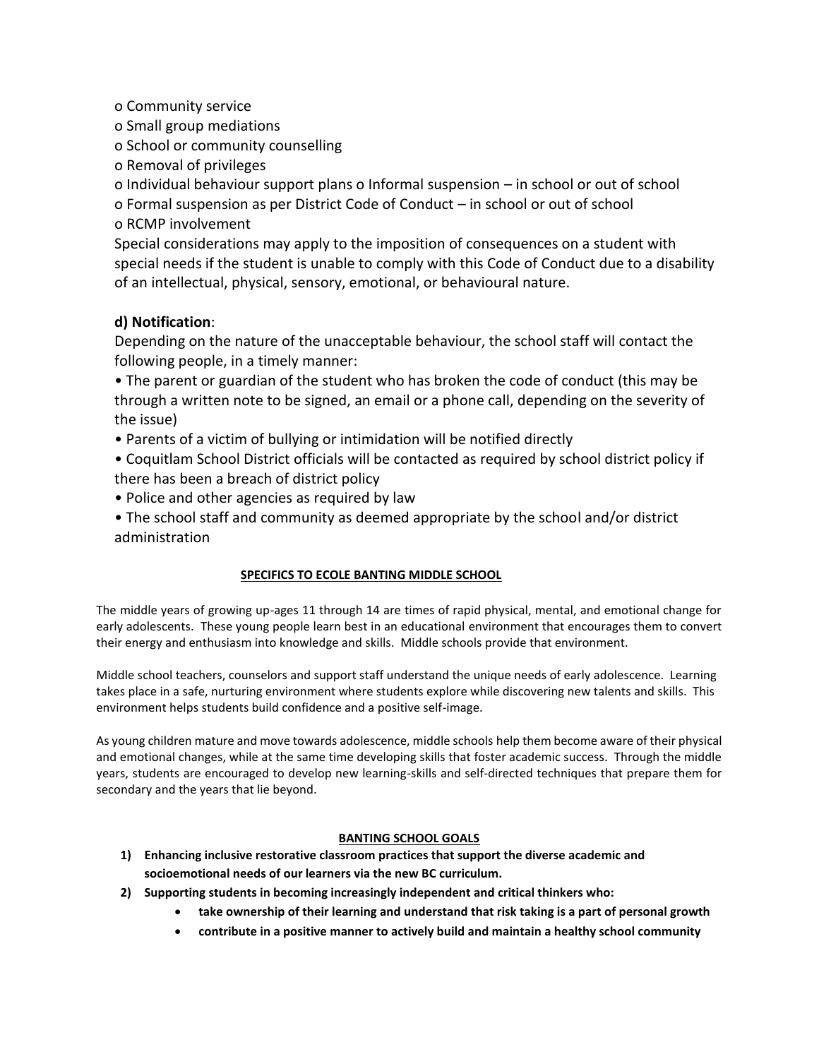- o Community service
- o Small group mediations
- o School or community counselling
- o Removal of privileges
- o Individual behaviour support plans o Informal suspension – in school or out of school
- o Formal suspension as per District Code of Conduct – in school or out of school
- o RCMP involvement

Special considerations may apply to the imposition of consequences on a student with special needs if the student is unable to comply with this Code of Conduct due to a disability of an intellectual, physical, sensory, emotional, or behavioural nature.

### **d) Notification**:

Depending on the nature of the unacceptable behaviour, the school staff will contact the following people, in a timely manner:

- The parent or guardian of the student who has broken the code of conduct (this may be through a written note to be signed, an email or a phone call, depending on the severity of the issue)
- Parents of a victim of bullying or intimidation will be notified directly
- Coquitlam School District officials will be contacted as required by school district policy if there has been a breach of district policy
- Police and other agencies as required by law
- The school staff and community as deemed appropriate by the school and/or district administration

## SPECIFICS TO ECOLE BANTING MIDDLE SCHOOL

The middle years of growing up-ages 11 through 14 are times of rapid physical, mental, and emotional change for early adolescents. These young people learn best in an educational environment that encourages them to convert their energy and enthusiasm into knowledge and skills. Middle schools provide that environment.

Middle school teachers, counselors and support staff understand the unique needs of early adolescence. Learning takes place in a safe, nurturing environment where students explore while discovering new talents and skills. This environment helps students build confidence and a positive self-image.

As young children mature and move towards adolescence, middle schools help them become aware of their physical and emotional changes, while at the same time developing skills that foster academic success. Through the middle years, students are encouraged to develop new learning-skills and self-directed techniques that prepare them for secondary and the years that lie beyond.

## BANTING SCHOOL GOALS

1) **Enhancing inclusive restorative classroom practices that support the diverse academic and socioemotional needs of our learners via the new BC curriculum.**
2) **Supporting students in becoming increasingly independent and critical thinkers who:**
    - **take ownership of their learning and understand that risk taking is a part of personal growth**
    - **contribute in a positive manner to actively build and maintain a healthy school community**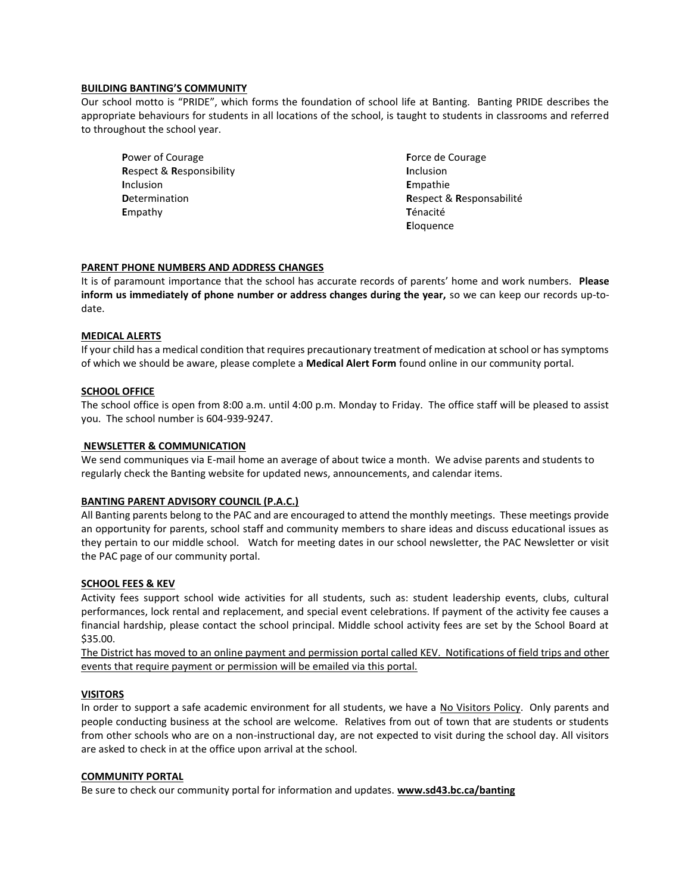## BUILDING BANTING'S COMMUNITY

Our school motto is "PRIDE", which forms the foundation of school life at Banting. Banting PRIDE describes the appropriate behaviours for students in all locations of the school, is taught to students in classrooms and referred to throughout the school year.

**P**ower of Courage
**R**espect & **R**esponsibility
**I**nclusion
**D**etermination
**E**mpathy

**F**orce de Courage
**I**nclusion
**E**mpathie
**R**espect & **R**esponsabilité
**T**énacité
**E**loquence

## PARENT PHONE NUMBERS AND ADDRESS CHANGES

It is of paramount importance that the school has accurate records of parents' home and work numbers. **Please inform us immediately of phone number or address changes during the year,** so we can keep our records up-to-date.

## MEDICAL ALERTS

If your child has a medical condition that requires precautionary treatment of medication at school or has symptoms of which we should be aware, please complete a **Medical Alert Form** found online in our community portal.

## SCHOOL OFFICE

The school office is open from 8:00 a.m. until 4:00 p.m. Monday to Friday. The office staff will be pleased to assist you. The school number is 604-939-9247.

## NEWSLETTER & COMMUNICATION

We send communiques via E-mail home an average of about twice a month. We advise parents and students to regularly check the Banting website for updated news, announcements, and calendar items.

## BANTING PARENT ADVISORY COUNCIL (P.A.C.)

All Banting parents belong to the PAC and are encouraged to attend the monthly meetings. These meetings provide an opportunity for parents, school staff and community members to share ideas and discuss educational issues as they pertain to our middle school. Watch for meeting dates in our school newsletter, the PAC Newsletter or visit the PAC page of our community portal.

## SCHOOL FEES & KEV

Activity fees support school wide activities for all students, such as: student leadership events, clubs, cultural performances, lock rental and replacement, and special event celebrations. If payment of the activity fee causes a financial hardship, please contact the school principal. Middle school activity fees are set by the School Board at $35.00.

<u>The District has moved to an online payment and permission portal called KEV. Notifications of field trips and other events that require payment or permission will be emailed via this portal.</u>

## VISITORS

In order to support a safe academic environment for all students, we have a <u>No Visitors Policy</u>. Only parents and people conducting business at the school are welcome. Relatives from out of town that are students or students from other schools who are on a non-instructional day, are not expected to visit during the school day. All visitors are asked to check in at the office upon arrival at the school.

## COMMUNITY PORTAL

Be sure to check our community portal for information and updates. **www.sd43.bc.ca/banting**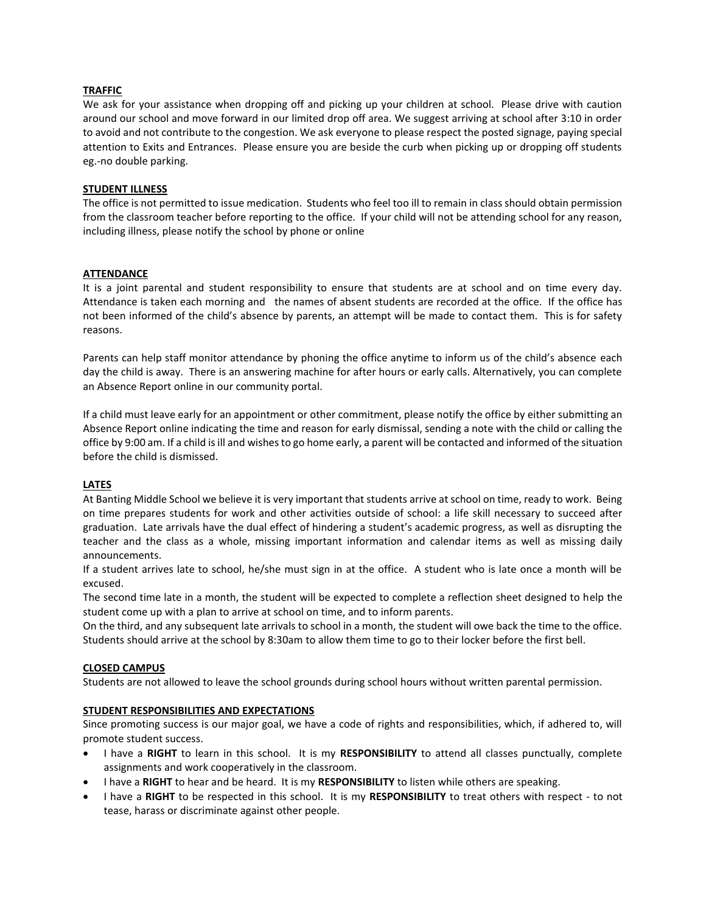**TRAFFIC**

We ask for your assistance when dropping off and picking up your children at school. Please drive with caution around our school and move forward in our limited drop off area. We suggest arriving at school after 3:10 in order to avoid and not contribute to the congestion. We ask everyone to please respect the posted signage, paying special attention to Exits and Entrances. Please ensure you are beside the curb when picking up or dropping off students eg.-no double parking.

**STUDENT ILLNESS**

The office is not permitted to issue medication. Students who feel too ill to remain in class should obtain permission from the classroom teacher before reporting to the office. If your child will not be attending school for any reason, including illness, please notify the school by phone or online

**ATTENDANCE**

It is a joint parental and student responsibility to ensure that students are at school and on time every day. Attendance is taken each morning and the names of absent students are recorded at the office. If the office has not been informed of the child's absence by parents, an attempt will be made to contact them. This is for safety reasons.

Parents can help staff monitor attendance by phoning the office anytime to inform us of the child's absence each day the child is away. There is an answering machine for after hours or early calls. Alternatively, you can complete an Absence Report online in our community portal.

If a child must leave early for an appointment or other commitment, please notify the office by either submitting an Absence Report online indicating the time and reason for early dismissal, sending a note with the child or calling the office by 9:00 am. If a child is ill and wishes to go home early, a parent will be contacted and informed of the situation before the child is dismissed.

**LATES**

At Banting Middle School we believe it is very important that students arrive at school on time, ready to work. Being on time prepares students for work and other activities outside of school: a life skill necessary to succeed after graduation. Late arrivals have the dual effect of hindering a student's academic progress, as well as disrupting the teacher and the class as a whole, missing important information and calendar items as well as missing daily announcements.

If a student arrives late to school, he/she must sign in at the office. A student who is late once a month will be excused.

The second time late in a month, the student will be expected to complete a reflection sheet designed to help the student come up with a plan to arrive at school on time, and to inform parents.

On the third, and any subsequent late arrivals to school in a month, the student will owe back the time to the office. Students should arrive at the school by 8:30am to allow them time to go to their locker before the first bell.

**CLOSED CAMPUS**

Students are not allowed to leave the school grounds during school hours without written parental permission.

**STUDENT RESPONSIBILITIES AND EXPECTATIONS**

Since promoting success is our major goal, we have a code of rights and responsibilities, which, if adhered to, will promote student success.

- I have a **RIGHT** to learn in this school. It is my **RESPONSIBILITY** to attend all classes punctually, complete assignments and work cooperatively in the classroom.
- I have a **RIGHT** to hear and be heard. It is my **RESPONSIBILITY** to listen while others are speaking.
- I have a **RIGHT** to be respected in this school. It is my **RESPONSIBILITY** to treat others with respect - to not tease, harass or discriminate against other people.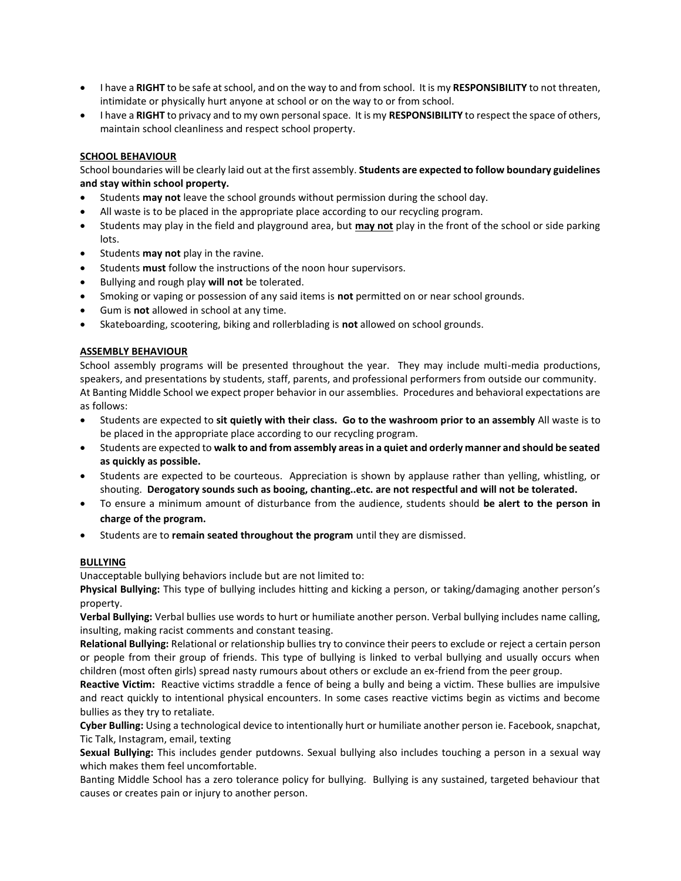- I have a **RIGHT** to be safe at school, and on the way to and from school. It is my **RESPONSIBILITY** to not threaten, intimidate or physically hurt anyone at school or on the way to or from school.
- I have a **RIGHT** to privacy and to my own personal space. It is my **RESPONSIBILITY** to respect the space of others, maintain school cleanliness and respect school property.

**SCHOOL BEHAVIOUR**

School boundaries will be clearly laid out at the first assembly. **Students are expected to follow boundary guidelines and stay within school property.**

- Students **may not** leave the school grounds without permission during the school day.
- All waste is to be placed in the appropriate place according to our recycling program.
- Students may play in the field and playground area, but **may not** play in the front of the school or side parking lots.
- Students **may not** play in the ravine.
- Students **must** follow the instructions of the noon hour supervisors.
- Bullying and rough play **will not** be tolerated.
- Smoking or vaping or possession of any said items is **not** permitted on or near school grounds.
- Gum is **not** allowed in school at any time.
- Skateboarding, scootering, biking and rollerblading is **not** allowed on school grounds.

**ASSEMBLY BEHAVIOUR**

School assembly programs will be presented throughout the year. They may include multi-media productions, speakers, and presentations by students, staff, parents, and professional performers from outside our community. At Banting Middle School we expect proper behavior in our assemblies. Procedures and behavioral expectations are as follows:

- Students are expected to **sit quietly with their class. Go to the washroom prior to an assembly** All waste is to be placed in the appropriate place according to our recycling program.
- Students are expected to **walk to and from assembly areas in a quiet and orderly manner and should be seated as quickly as possible.**
- Students are expected to be courteous. Appreciation is shown by applause rather than yelling, whistling, or shouting. **Derogatory sounds such as booing, chanting..etc. are not respectful and will not be tolerated.**
- To ensure a minimum amount of disturbance from the audience, students should **be alert to the person in charge of the program.**
- Students are to **remain seated throughout the program** until they are dismissed.

**BULLYING**

Unacceptable bullying behaviors include but are not limited to:

**Physical Bullying:** This type of bullying includes hitting and kicking a person, or taking/damaging another person's property.

**Verbal Bullying:** Verbal bullies use words to hurt or humiliate another person. Verbal bullying includes name calling, insulting, making racist comments and constant teasing.

**Relational Bullying:** Relational or relationship bullies try to convince their peers to exclude or reject a certain person or people from their group of friends. This type of bullying is linked to verbal bullying and usually occurs when children (most often girls) spread nasty rumours about others or exclude an ex-friend from the peer group.

**Reactive Victim:** Reactive victims straddle a fence of being a bully and being a victim. These bullies are impulsive and react quickly to intentional physical encounters. In some cases reactive victims begin as victims and become bullies as they try to retaliate.

**Cyber Bulling:** Using a technological device to intentionally hurt or humiliate another person ie. Facebook, snapchat, Tic Talk, Instagram, email, texting

**Sexual Bullying:** This includes gender putdowns. Sexual bullying also includes touching a person in a sexual way which makes them feel uncomfortable.

Banting Middle School has a zero tolerance policy for bullying. Bullying is any sustained, targeted behaviour that causes or creates pain or injury to another person.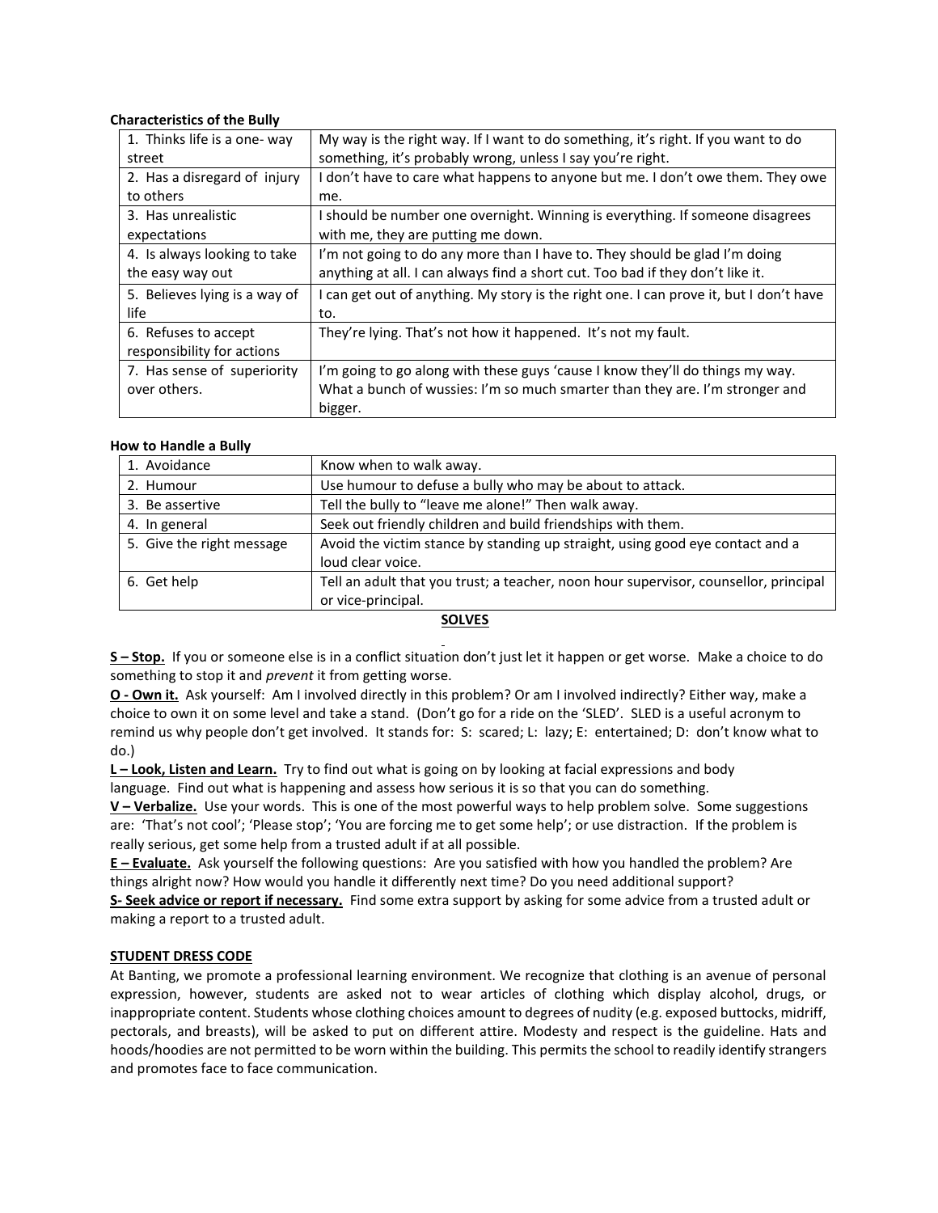**Characteristics of the Bully**

| | |
|---|---|
| 1. Thinks life is a one- way street | My way is the right way. If I want to do something, it's right. If you want to do something, it's probably wrong, unless I say you're right. |
| 2. Has a disregard of injury to others | I don't have to care what happens to anyone but me. I don't owe them. They owe me. |
| 3. Has unrealistic expectations | I should be number one overnight. Winning is everything. If someone disagrees with me, they are putting me down. |
| 4. Is always looking to take the easy way out | I'm not going to do any more than I have to. They should be glad I'm doing anything at all. I can always find a short cut. Too bad if they don't like it. |
| 5. Believes lying is a way of life | I can get out of anything. My story is the right one. I can prove it, but I don't have to. |
| 6. Refuses to accept responsibility for actions | They're lying. That's not how it happened. It's not my fault. |
| 7. Has sense of superiority over others. | I'm going to go along with these guys 'cause I know they'll do things my way. What a bunch of wussies: I'm so much smarter than they are. I'm stronger and bigger. |

**How to Handle a Bully**

| | |
|---|---|
| 1. Avoidance | Know when to walk away. |
| 2. Humour | Use humour to defuse a bully who may be about to attack. |
| 3. Be assertive | Tell the bully to "leave me alone!" Then walk away. |
| 4. In general | Seek out friendly children and build friendships with them. |
| 5. Give the right message | Avoid the victim stance by standing up straight, using good eye contact and a loud clear voice. |
| 6. Get help | Tell an adult that you trust; a teacher, noon hour supervisor, counsellor, principal or vice-principal. |

**SOLVES**

**S – Stop.** If you or someone else is in a conflict situation don't just let it happen or get worse. Make a choice to do something to stop it and *prevent* it from getting worse.

**O - Own it.** Ask yourself: Am I involved directly in this problem? Or am I involved indirectly? Either way, make a choice to own it on some level and take a stand. (Don't go for a ride on the 'SLED'. SLED is a useful acronym to remind us why people don't get involved. It stands for: S: scared; L: lazy; E: entertained; D: don't know what to do.)

**L – Look, Listen and Learn.** Try to find out what is going on by looking at facial expressions and body language. Find out what is happening and assess how serious it is so that you can do something.

**V – Verbalize.** Use your words. This is one of the most powerful ways to help problem solve. Some suggestions are: 'That's not cool'; 'Please stop'; 'You are forcing me to get some help'; or use distraction. If the problem is really serious, get some help from a trusted adult if at all possible.

**E – Evaluate.** Ask yourself the following questions: Are you satisfied with how you handled the problem? Are things alright now? How would you handle it differently next time? Do you need additional support?

**S- Seek advice or report if necessary.** Find some extra support by asking for some advice from a trusted adult or making a report to a trusted adult.

**STUDENT DRESS CODE**

At Banting, we promote a professional learning environment. We recognize that clothing is an avenue of personal expression, however, students are asked not to wear articles of clothing which display alcohol, drugs, or inappropriate content. Students whose clothing choices amount to degrees of nudity (e.g. exposed buttocks, midriff, pectorals, and breasts), will be asked to put on different attire. Modesty and respect is the guideline. Hats and hoods/hoodies are not permitted to be worn within the building. This permits the school to readily identify strangers and promotes face to face communication.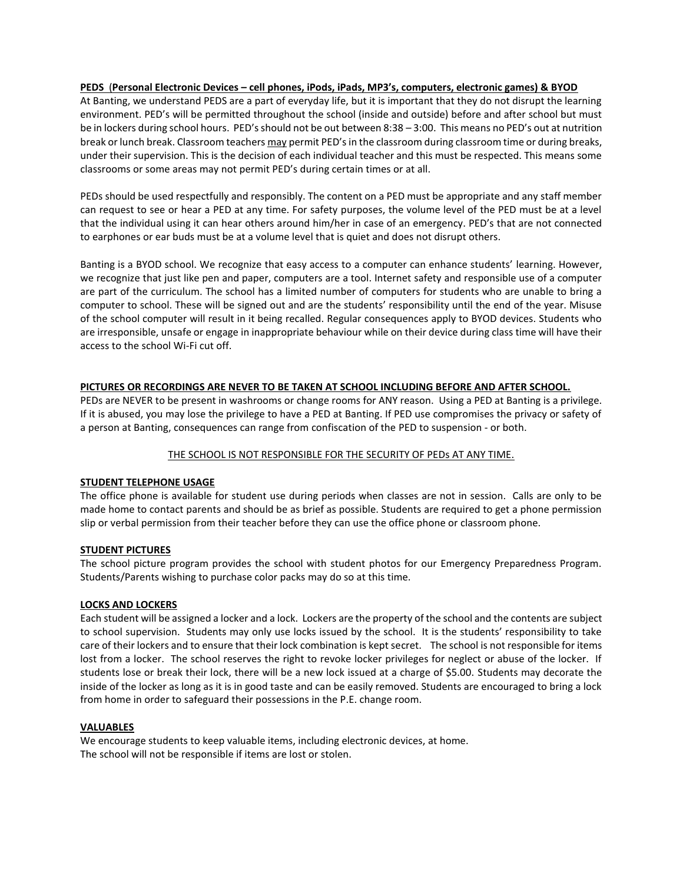**PEDS (Personal Electronic Devices – cell phones, iPods, iPads, MP3's, computers, electronic games) & BYOD**

At Banting, we understand PEDS are a part of everyday life, but it is important that they do not disrupt the learning environment. PED's will be permitted throughout the school (inside and outside) before and after school but must be in lockers during school hours. PED's should not be out between 8:38 – 3:00. This means no PED's out at nutrition break or lunch break. Classroom teachers may permit PED's in the classroom during classroom time or during breaks, under their supervision. This is the decision of each individual teacher and this must be respected. This means some classrooms or some areas may not permit PED's during certain times or at all.

PEDs should be used respectfully and responsibly. The content on a PED must be appropriate and any staff member can request to see or hear a PED at any time. For safety purposes, the volume level of the PED must be at a level that the individual using it can hear others around him/her in case of an emergency. PED's that are not connected to earphones or ear buds must be at a volume level that is quiet and does not disrupt others.

Banting is a BYOD school. We recognize that easy access to a computer can enhance students' learning. However, we recognize that just like pen and paper, computers are a tool. Internet safety and responsible use of a computer are part of the curriculum. The school has a limited number of computers for students who are unable to bring a computer to school. These will be signed out and are the students' responsibility until the end of the year. Misuse of the school computer will result in it being recalled. Regular consequences apply to BYOD devices. Students who are irresponsible, unsafe or engage in inappropriate behaviour while on their device during class time will have their access to the school Wi-Fi cut off.

**PICTURES OR RECORDINGS ARE NEVER TO BE TAKEN AT SCHOOL INCLUDING BEFORE AND AFTER SCHOOL.**

PEDs are NEVER to be present in washrooms or change rooms for ANY reason. Using a PED at Banting is a privilege. If it is abused, you may lose the privilege to have a PED at Banting. If PED use compromises the privacy or safety of a person at Banting, consequences can range from confiscation of the PED to suspension - or both.

THE SCHOOL IS NOT RESPONSIBLE FOR THE SECURITY OF PEDs AT ANY TIME.

**STUDENT TELEPHONE USAGE**

The office phone is available for student use during periods when classes are not in session. Calls are only to be made home to contact parents and should be as brief as possible. Students are required to get a phone permission slip or verbal permission from their teacher before they can use the office phone or classroom phone.

**STUDENT PICTURES**

The school picture program provides the school with student photos for our Emergency Preparedness Program. Students/Parents wishing to purchase color packs may do so at this time.

**LOCKS AND LOCKERS**

Each student will be assigned a locker and a lock. Lockers are the property of the school and the contents are subject to school supervision. Students may only use locks issued by the school. It is the students' responsibility to take care of their lockers and to ensure that their lock combination is kept secret. The school is not responsible for items lost from a locker. The school reserves the right to revoke locker privileges for neglect or abuse of the locker. If students lose or break their lock, there will be a new lock issued at a charge of $5.00. Students may decorate the inside of the locker as long as it is in good taste and can be easily removed. Students are encouraged to bring a lock from home in order to safeguard their possessions in the P.E. change room.

**VALUABLES**

We encourage students to keep valuable items, including electronic devices, at home.
The school will not be responsible if items are lost or stolen.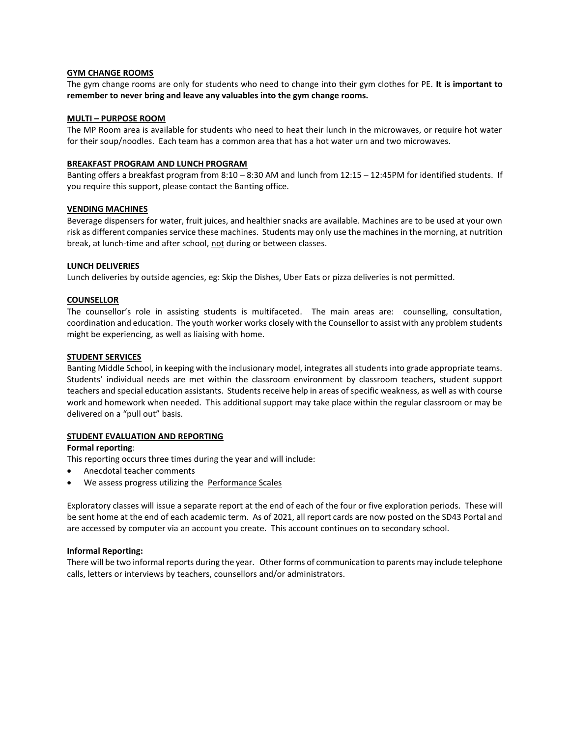## GYM CHANGE ROOMS

The gym change rooms are only for students who need to change into their gym clothes for PE. **It is important to remember to never bring and leave any valuables into the gym change rooms.**

## MULTI – PURPOSE ROOM

The MP Room area is available for students who need to heat their lunch in the microwaves, or require hot water for their soup/noodles. Each team has a common area that has a hot water urn and two microwaves.

## BREAKFAST PROGRAM AND LUNCH PROGRAM

Banting offers a breakfast program from 8:10 – 8:30 AM and lunch from 12:15 – 12:45PM for identified students. If you require this support, please contact the Banting office.

## VENDING MACHINES

Beverage dispensers for water, fruit juices, and healthier snacks are available. Machines are to be used at your own risk as different companies service these machines. Students may only use the machines in the morning, at nutrition break, at lunch-time and after school, not during or between classes.

## LUNCH DELIVERIES

Lunch deliveries by outside agencies, eg: Skip the Dishes, Uber Eats or pizza deliveries is not permitted.

## COUNSELLOR

The counsellor's role in assisting students is multifaceted. The main areas are: counselling, consultation, coordination and education. The youth worker works closely with the Counsellor to assist with any problem students might be experiencing, as well as liaising with home.

## STUDENT SERVICES

Banting Middle School, in keeping with the inclusionary model, integrates all students into grade appropriate teams. Students' individual needs are met within the classroom environment by classroom teachers, student support teachers and special education assistants. Students receive help in areas of specific weakness, as well as with course work and homework when needed. This additional support may take place within the regular classroom or may be delivered on a "pull out" basis.

## STUDENT EVALUATION AND REPORTING

**Formal reporting**:

This reporting occurs three times during the year and will include:

- Anecdotal teacher comments
- We assess progress utilizing the Performance Scales

Exploratory classes will issue a separate report at the end of each of the four or five exploration periods. These will be sent home at the end of each academic term. As of 2021, all report cards are now posted on the SD43 Portal and are accessed by computer via an account you create. This account continues on to secondary school.

**Informal Reporting:**

There will be two informal reports during the year. Other forms of communication to parents may include telephone calls, letters or interviews by teachers, counsellors and/or administrators.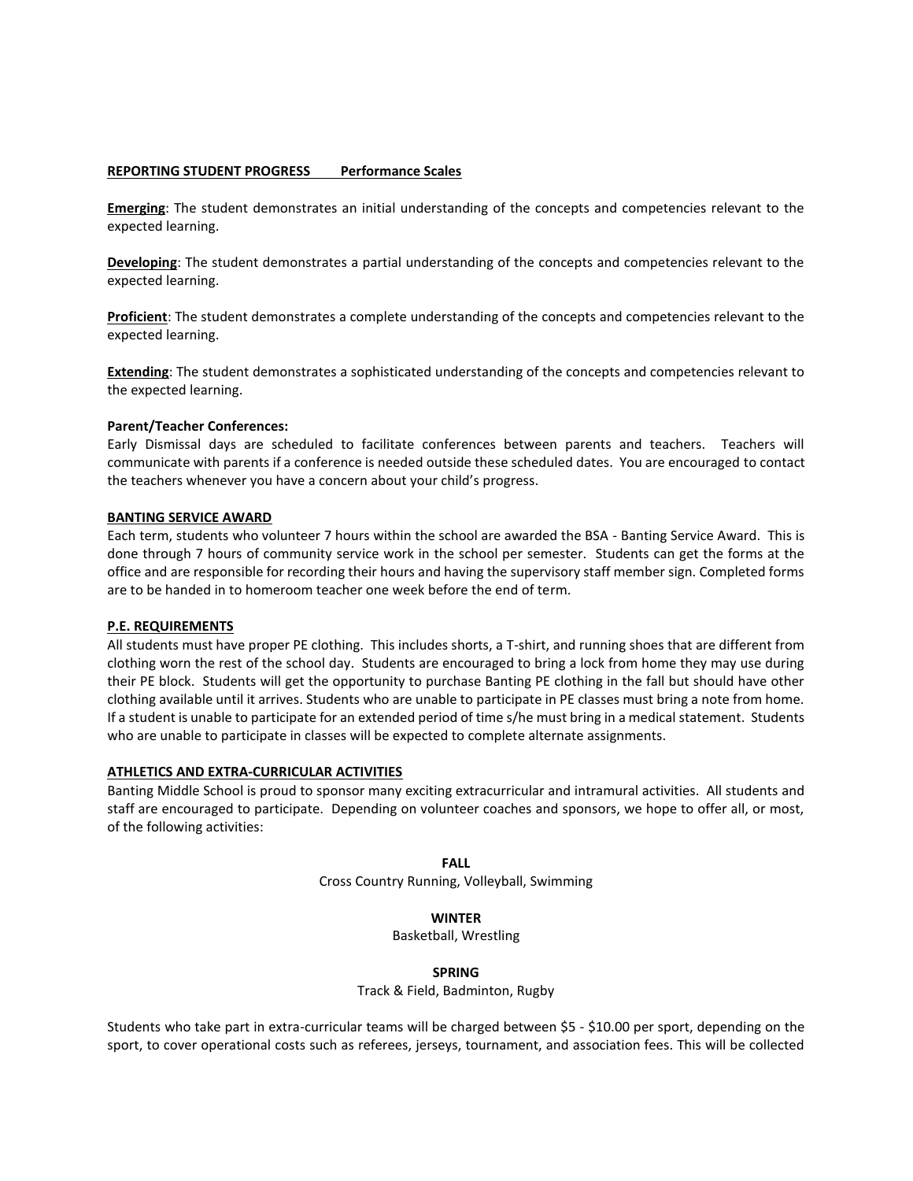## **REPORTING STUDENT PROGRESS Performance Scales**

**Emerging**: The student demonstrates an initial understanding of the concepts and competencies relevant to the expected learning.

**Developing**: The student demonstrates a partial understanding of the concepts and competencies relevant to the expected learning.

**Proficient**: The student demonstrates a complete understanding of the concepts and competencies relevant to the expected learning.

**Extending**: The student demonstrates a sophisticated understanding of the concepts and competencies relevant to the expected learning.

**Parent/Teacher Conferences:**
Early Dismissal days are scheduled to facilitate conferences between parents and teachers. Teachers will communicate with parents if a conference is needed outside these scheduled dates. You are encouraged to contact the teachers whenever you have a concern about your child's progress.

## **BANTING SERVICE AWARD**

Each term, students who volunteer 7 hours within the school are awarded the BSA - Banting Service Award. This is done through 7 hours of community service work in the school per semester. Students can get the forms at the office and are responsible for recording their hours and having the supervisory staff member sign. Completed forms are to be handed in to homeroom teacher one week before the end of term.

## **P.E. REQUIREMENTS**

All students must have proper PE clothing. This includes shorts, a T-shirt, and running shoes that are different from clothing worn the rest of the school day. Students are encouraged to bring a lock from home they may use during their PE block. Students will get the opportunity to purchase Banting PE clothing in the fall but should have other clothing available until it arrives. Students who are unable to participate in PE classes must bring a note from home. If a student is unable to participate for an extended period of time s/he must bring in a medical statement. Students who are unable to participate in classes will be expected to complete alternate assignments.

## **ATHLETICS AND EXTRA-CURRICULAR ACTIVITIES**

Banting Middle School is proud to sponsor many exciting extracurricular and intramural activities. All students and staff are encouraged to participate. Depending on volunteer coaches and sponsors, we hope to offer all, or most, of the following activities:

**FALL**
Cross Country Running, Volleyball, Swimming

**WINTER**
Basketball, Wrestling

**SPRING**
Track & Field, Badminton, Rugby

Students who take part in extra-curricular teams will be charged between $5 - $10.00 per sport, depending on the sport, to cover operational costs such as referees, jerseys, tournament, and association fees. This will be collected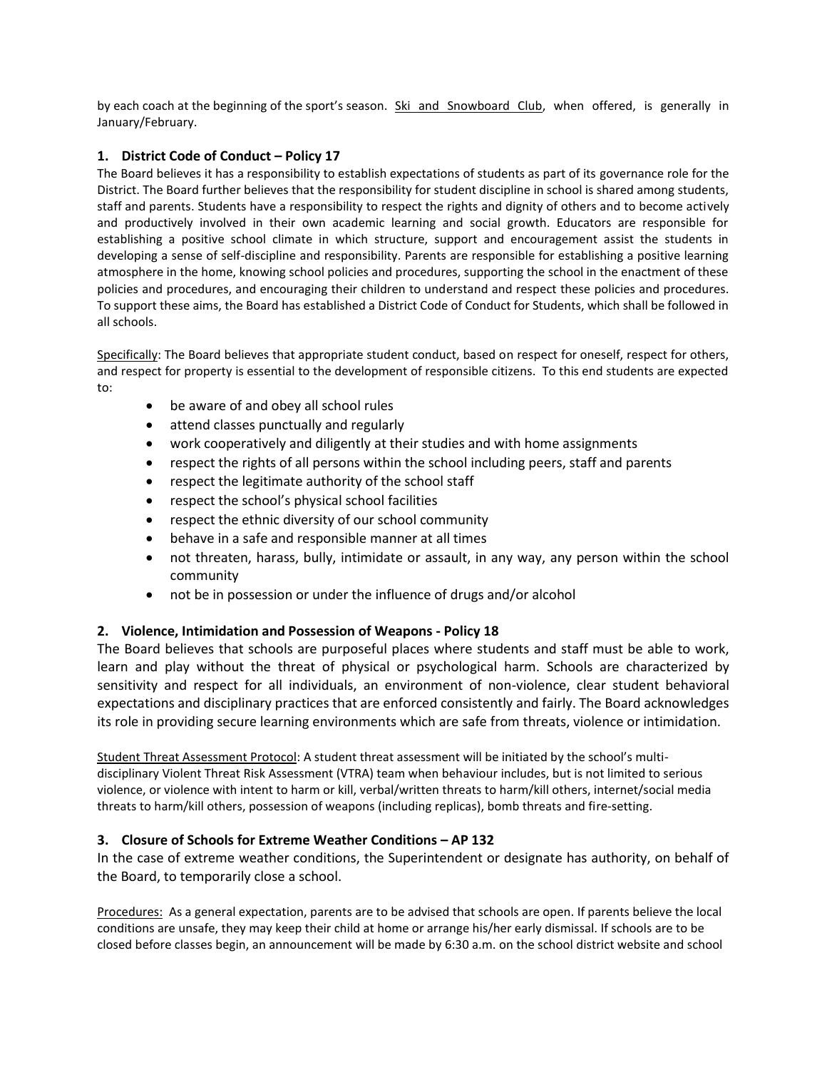by each coach at the beginning of the sport's season. Ski and Snowboard Club, when offered, is generally in January/February.

### 1. District Code of Conduct – Policy 17

The Board believes it has a responsibility to establish expectations of students as part of its governance role for the District. The Board further believes that the responsibility for student discipline in school is shared among students, staff and parents. Students have a responsibility to respect the rights and dignity of others and to become actively and productively involved in their own academic learning and social growth. Educators are responsible for establishing a positive school climate in which structure, support and encouragement assist the students in developing a sense of self-discipline and responsibility. Parents are responsible for establishing a positive learning atmosphere in the home, knowing school policies and procedures, supporting the school in the enactment of these policies and procedures, and encouraging their children to understand and respect these policies and procedures. To support these aims, the Board has established a District Code of Conduct for Students, which shall be followed in all schools.

Specifically: The Board believes that appropriate student conduct, based on respect for oneself, respect for others, and respect for property is essential to the development of responsible citizens. To this end students are expected to:

- be aware of and obey all school rules
- attend classes punctually and regularly
- work cooperatively and diligently at their studies and with home assignments
- respect the rights of all persons within the school including peers, staff and parents
- respect the legitimate authority of the school staff
- respect the school's physical school facilities
- respect the ethnic diversity of our school community
- behave in a safe and responsible manner at all times
- not threaten, harass, bully, intimidate or assault, in any way, any person within the school community
- not be in possession or under the influence of drugs and/or alcohol

### 2. Violence, Intimidation and Possession of Weapons - Policy 18

The Board believes that schools are purposeful places where students and staff must be able to work, learn and play without the threat of physical or psychological harm. Schools are characterized by sensitivity and respect for all individuals, an environment of non-violence, clear student behavioral expectations and disciplinary practices that are enforced consistently and fairly. The Board acknowledges its role in providing secure learning environments which are safe from threats, violence or intimidation.

Student Threat Assessment Protocol: A student threat assessment will be initiated by the school's multi-disciplinary Violent Threat Risk Assessment (VTRA) team when behaviour includes, but is not limited to serious violence, or violence with intent to harm or kill, verbal/written threats to harm/kill others, internet/social media threats to harm/kill others, possession of weapons (including replicas), bomb threats and fire-setting.

### 3. Closure of Schools for Extreme Weather Conditions – AP 132

In the case of extreme weather conditions, the Superintendent or designate has authority, on behalf of the Board, to temporarily close a school.

Procedures: As a general expectation, parents are to be advised that schools are open. If parents believe the local conditions are unsafe, they may keep their child at home or arrange his/her early dismissal. If schools are to be closed before classes begin, an announcement will be made by 6:30 a.m. on the school district website and school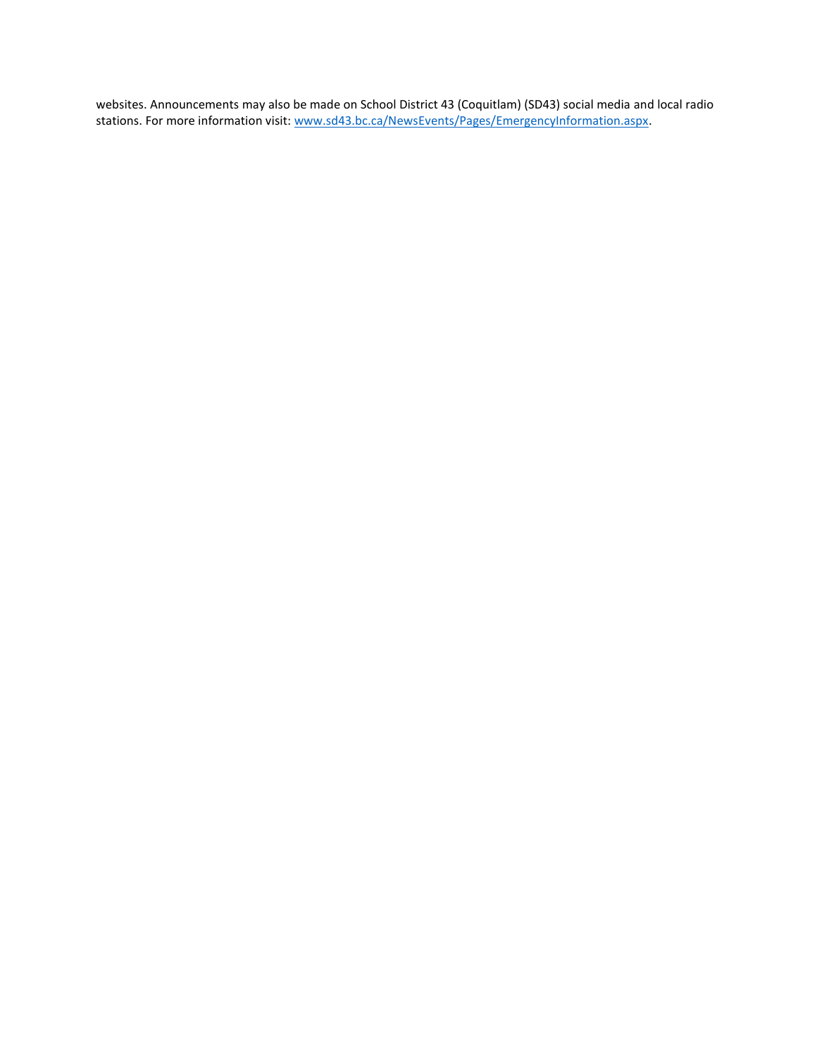websites. Announcements may also be made on School District 43 (Coquitlam) (SD43) social media and local radio stations. For more information visit: [www.sd43.bc.ca/NewsEvents/Pages/EmergencyInformation.aspx](http://www.sd43.bc.ca/NewsEvents/Pages/EmergencyInformation.aspx).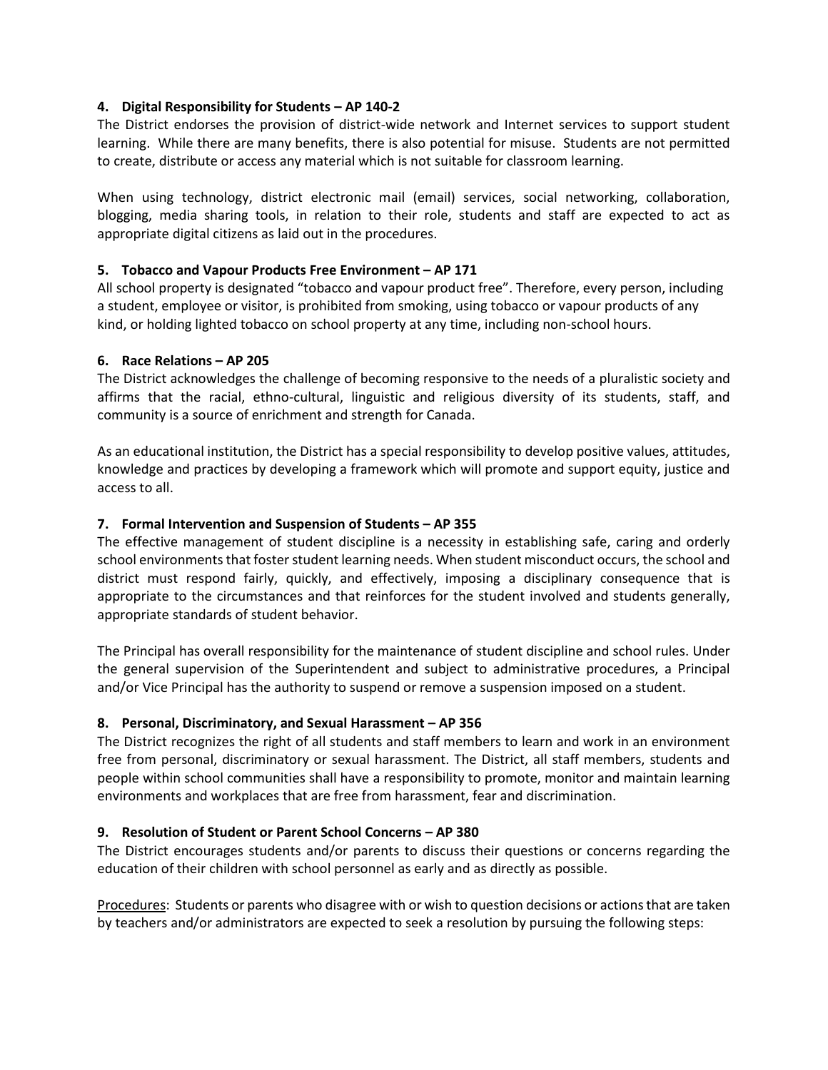#### 4. Digital Responsibility for Students – AP 140-2

The District endorses the provision of district-wide network and Internet services to support student learning. While there are many benefits, there is also potential for misuse. Students are not permitted to create, distribute or access any material which is not suitable for classroom learning.

When using technology, district electronic mail (email) services, social networking, collaboration, blogging, media sharing tools, in relation to their role, students and staff are expected to act as appropriate digital citizens as laid out in the procedures.

#### 5. Tobacco and Vapour Products Free Environment – AP 171

All school property is designated "tobacco and vapour product free". Therefore, every person, including a student, employee or visitor, is prohibited from smoking, using tobacco or vapour products of any kind, or holding lighted tobacco on school property at any time, including non-school hours.

#### 6. Race Relations – AP 205

The District acknowledges the challenge of becoming responsive to the needs of a pluralistic society and affirms that the racial, ethno-cultural, linguistic and religious diversity of its students, staff, and community is a source of enrichment and strength for Canada.

As an educational institution, the District has a special responsibility to develop positive values, attitudes, knowledge and practices by developing a framework which will promote and support equity, justice and access to all.

#### 7. Formal Intervention and Suspension of Students – AP 355

The effective management of student discipline is a necessity in establishing safe, caring and orderly school environments that foster student learning needs. When student misconduct occurs, the school and district must respond fairly, quickly, and effectively, imposing a disciplinary consequence that is appropriate to the circumstances and that reinforces for the student involved and students generally, appropriate standards of student behavior.

The Principal has overall responsibility for the maintenance of student discipline and school rules. Under the general supervision of the Superintendent and subject to administrative procedures, a Principal and/or Vice Principal has the authority to suspend or remove a suspension imposed on a student.

#### 8. Personal, Discriminatory, and Sexual Harassment – AP 356

The District recognizes the right of all students and staff members to learn and work in an environment free from personal, discriminatory or sexual harassment. The District, all staff members, students and people within school communities shall have a responsibility to promote, monitor and maintain learning environments and workplaces that are free from harassment, fear and discrimination.

#### 9. Resolution of Student or Parent School Concerns – AP 380

The District encourages students and/or parents to discuss their questions or concerns regarding the education of their children with school personnel as early and as directly as possible.

Procedures: Students or parents who disagree with or wish to question decisions or actions that are taken by teachers and/or administrators are expected to seek a resolution by pursuing the following steps: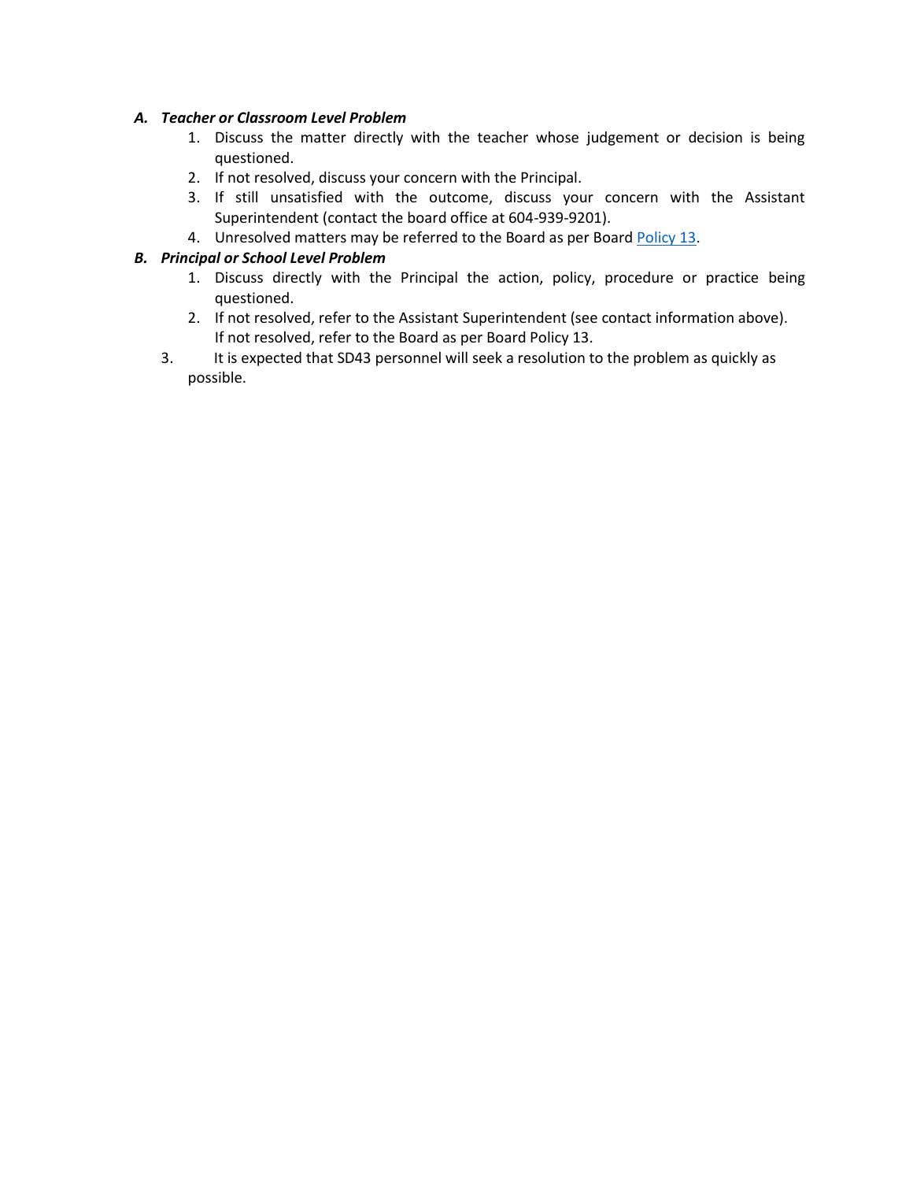***A. Teacher or Classroom Level Problem***

1. Discuss the matter directly with the teacher whose judgement or decision is being questioned.
2. If not resolved, discuss your concern with the Principal.
3. If still unsatisfied with the outcome, discuss your concern with the Assistant Superintendent (contact the board office at 604-939-9201).
4. Unresolved matters may be referred to the Board as per Board Policy 13.

***B. Principal or School Level Problem***

1. Discuss directly with the Principal the action, policy, procedure or practice being questioned.
2. If not resolved, refer to the Assistant Superintendent (see contact information above). If not resolved, refer to the Board as per Board Policy 13.
3. It is expected that SD43 personnel will seek a resolution to the problem as quickly as possible.